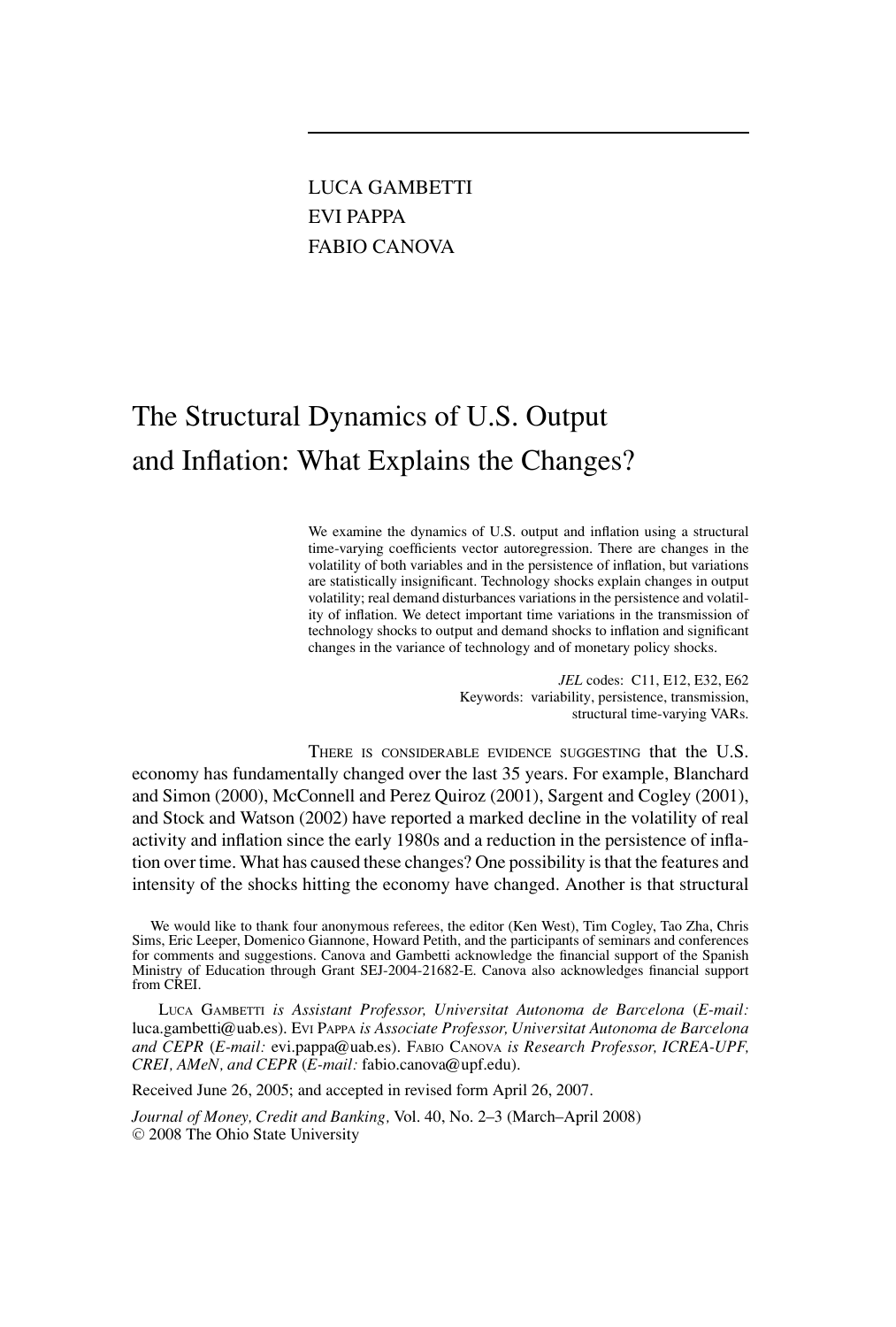LUCA GAMBETTI
EVI PAPPA
FABIO CANOVA

# The Structural Dynamics of U.S. Output and Inflation: What Explains the Changes?

We examine the dynamics of U.S. output and inflation using a structural time-varying coefficients vector autoregression. There are changes in the volatility of both variables and in the persistence of inflation, but variations are statistically insignificant. Technology shocks explain changes in output volatility; real demand disturbances variations in the persistence and volatility of inflation. We detect important time variations in the transmission of technology shocks to output and demand shocks to inflation and significant changes in the variance of technology and of monetary policy shocks.

*JEL* codes: C11, E12, E32, E62
Keywords: variability, persistence, transmission, structural time-varying VARs.

THERE IS CONSIDERABLE EVIDENCE SUGGESTING that the U.S. economy has fundamentally changed over the last 35 years. For example, Blanchard and Simon (2000), McConnell and Perez Quiroz (2001), Sargent and Cogley (2001), and Stock and Watson (2002) have reported a marked decline in the volatility of real activity and inflation since the early 1980s and a reduction in the persistence of inflation over time. What has caused these changes? One possibility is that the features and intensity of the shocks hitting the economy have changed. Another is that structural

We would like to thank four anonymous referees, the editor (Ken West), Tim Cogley, Tao Zha, Chris Sims, Eric Leeper, Domenico Giannone, Howard Petith, and the participants of seminars and conferences for comments and suggestions. Canova and Gambetti acknowledge the financial support of the Spanish Ministry of Education through Grant SEJ-2004-21682-E. Canova also acknowledges financial support from CREI.

LUCA GAMBETTI *is Assistant Professor, Universitat Autonoma de Barcelona* (*E-mail:* luca.gambetti@uab.es). EVI PAPPA *is Associate Professor, Universitat Autonoma de Barcelona and CEPR* (*E-mail:* evi.pappa@uab.es). FABIO CANOVA *is Research Professor, ICREA-UPF, CREI, AMeN, and CEPR* (*E-mail:* fabio.canova@upf.edu).

Received June 26, 2005; and accepted in revised form April 26, 2007.

*Journal of Money, Credit and Banking,* Vol. 40, No. 2–3 (March–April 2008)
© 2008 The Ohio State University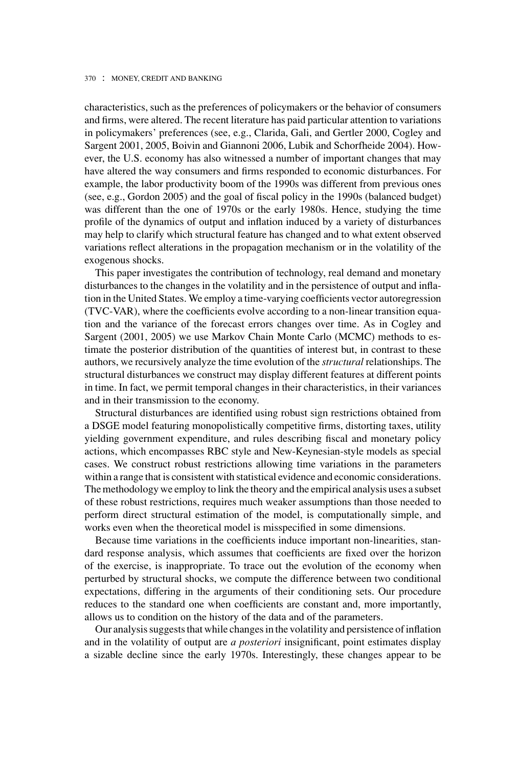characteristics, such as the preferences of policymakers or the behavior of consumers and firms, were altered. The recent literature has paid particular attention to variations in policymakers' preferences (see, e.g., Clarida, Gali, and Gertler 2000, Cogley and Sargent 2001, 2005, Boivin and Giannoni 2006, Lubik and Schorfheide 2004). However, the U.S. economy has also witnessed a number of important changes that may have altered the way consumers and firms responded to economic disturbances. For example, the labor productivity boom of the 1990s was different from previous ones (see, e.g., Gordon 2005) and the goal of fiscal policy in the 1990s (balanced budget) was different than the one of 1970s or the early 1980s. Hence, studying the time profile of the dynamics of output and inflation induced by a variety of disturbances may help to clarify which structural feature has changed and to what extent observed variations reflect alterations in the propagation mechanism or in the volatility of the exogenous shocks.

This paper investigates the contribution of technology, real demand and monetary disturbances to the changes in the volatility and in the persistence of output and inflation in the United States. We employ a time-varying coefficients vector autoregression (TVC-VAR), where the coefficients evolve according to a non-linear transition equation and the variance of the forecast errors changes over time. As in Cogley and Sargent (2001, 2005) we use Markov Chain Monte Carlo (MCMC) methods to estimate the posterior distribution of the quantities of interest but, in contrast to these authors, we recursively analyze the time evolution of the *structural* relationships. The structural disturbances we construct may display different features at different points in time. In fact, we permit temporal changes in their characteristics, in their variances and in their transmission to the economy.

Structural disturbances are identified using robust sign restrictions obtained from a DSGE model featuring monopolistically competitive firms, distorting taxes, utility yielding government expenditure, and rules describing fiscal and monetary policy actions, which encompasses RBC style and New-Keynesian-style models as special cases. We construct robust restrictions allowing time variations in the parameters within a range that is consistent with statistical evidence and economic considerations. The methodology we employ to link the theory and the empirical analysis uses a subset of these robust restrictions, requires much weaker assumptions than those needed to perform direct structural estimation of the model, is computationally simple, and works even when the theoretical model is misspecified in some dimensions.

Because time variations in the coefficients induce important non-linearities, standard response analysis, which assumes that coefficients are fixed over the horizon of the exercise, is inappropriate. To trace out the evolution of the economy when perturbed by structural shocks, we compute the difference between two conditional expectations, differing in the arguments of their conditioning sets. Our procedure reduces to the standard one when coefficients are constant and, more importantly, allows us to condition on the history of the data and of the parameters.

Our analysis suggests that while changes in the volatility and persistence of inflation and in the volatility of output are *a posteriori* insignificant, point estimates display a sizable decline since the early 1970s. Interestingly, these changes appear to be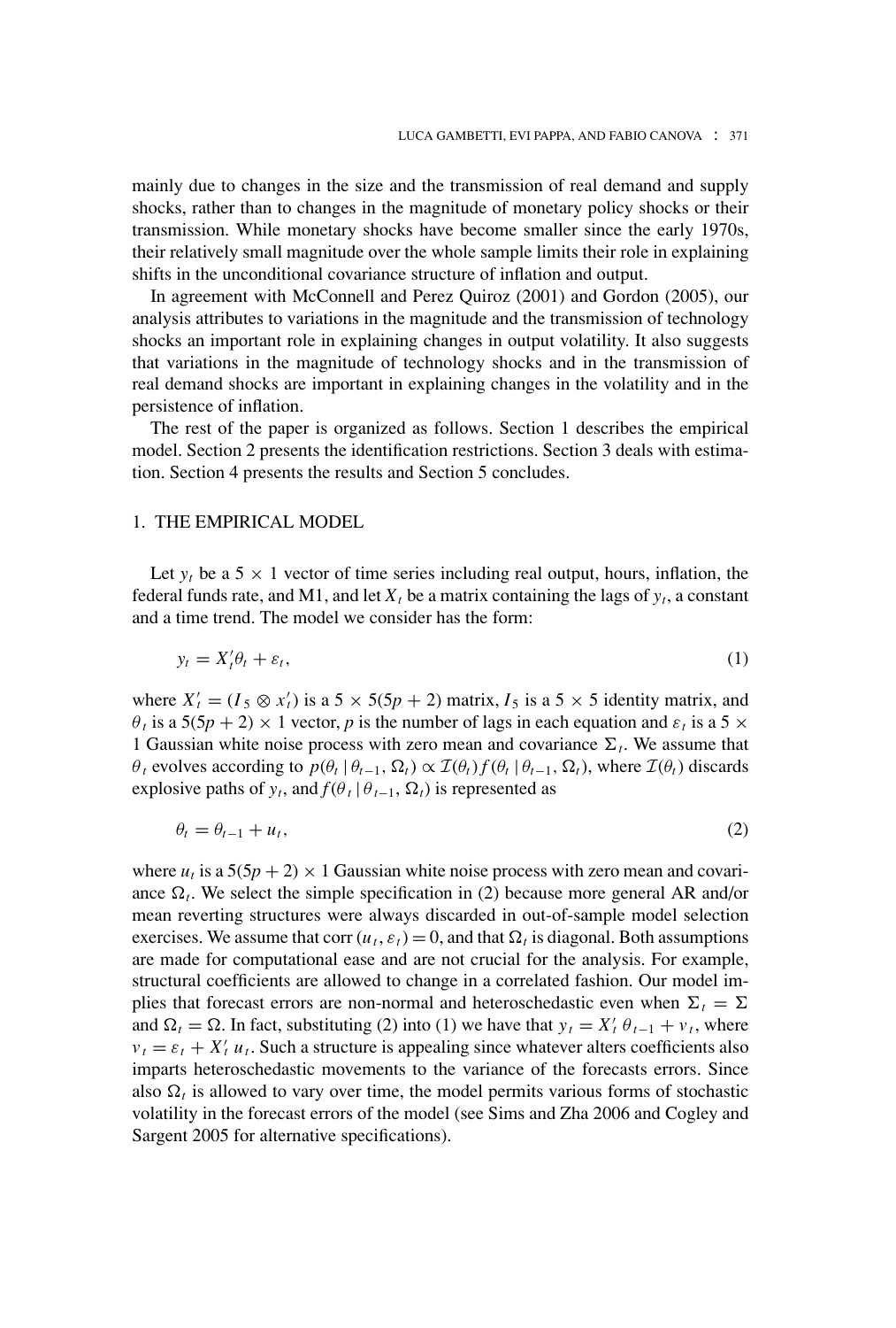mainly due to changes in the size and the transmission of real demand and supply shocks, rather than to changes in the magnitude of monetary policy shocks or their transmission. While monetary shocks have become smaller since the early 1970s, their relatively small magnitude over the whole sample limits their role in explaining shifts in the unconditional covariance structure of inflation and output.

In agreement with McConnell and Perez Quiroz (2001) and Gordon (2005), our analysis attributes to variations in the magnitude and the transmission of technology shocks an important role in explaining changes in output volatility. It also suggests that variations in the magnitude of technology shocks and in the transmission of real demand shocks are important in explaining changes in the volatility and in the persistence of inflation.

The rest of the paper is organized as follows. Section 1 describes the empirical model. Section 2 presents the identification restrictions. Section 3 deals with estimation. Section 4 presents the results and Section 5 concludes.

## 1. THE EMPIRICAL MODEL

Let $y_t$ be a $5 \times 1$ vector of time series including real output, hours, inflation, the federal funds rate, and M1, and let $X_t$ be a matrix containing the lags of $y_t$, a constant and a time trend. The model we consider has the form:

$$y_t = X_t' \theta_t + \varepsilon_t, \tag{1}$$

where $X_t' = (I_5 \otimes x_t')$ is a $5 \times 5(5p + 2)$ matrix, $I_5$ is a $5 \times 5$ identity matrix, and $\theta_t$ is a $5(5p + 2) \times 1$ vector, $p$ is the number of lags in each equation and $\varepsilon_t$ is a $5 \times 1$ Gaussian white noise process with zero mean and covariance $\Sigma_t$. We assume that $\theta_t$ evolves according to $p(\theta_t \mid \theta_{t-1}, \Omega_t) \propto \mathcal{I}(\theta_t) f(\theta_t \mid \theta_{t-1}, \Omega_t)$, where $\mathcal{I}(\theta_t)$ discards explosive paths of $y_t$, and $f(\theta_t \mid \theta_{t-1}, \Omega_t)$ is represented as

$$\theta_t = \theta_{t-1} + u_t, \tag{2}$$

where $u_t$ is a $5(5p + 2) \times 1$ Gaussian white noise process with zero mean and covariance $\Omega_t$. We select the simple specification in (2) because more general AR and/or mean reverting structures were always discarded in out-of-sample model selection exercises. We assume that $\text{corr}(u_t, \varepsilon_t) = 0$, and that $\Omega_t$ is diagonal. Both assumptions are made for computational ease and are not crucial for the analysis. For example, structural coefficients are allowed to change in a correlated fashion. Our model implies that forecast errors are non-normal and heteroschedastic even when $\Sigma_t = \Sigma$ and $\Omega_t = \Omega$. In fact, substituting (2) into (1) we have that $y_t = X_t' \theta_{t-1} + v_t$, where $v_t = \varepsilon_t + X_t' u_t$. Such a structure is appealing since whatever alters coefficients also imparts heteroschedastic movements to the variance of the forecasts errors. Since also $\Omega_t$ is allowed to vary over time, the model permits various forms of stochastic volatility in the forecast errors of the model (see Sims and Zha 2006 and Cogley and Sargent 2005 for alternative specifications).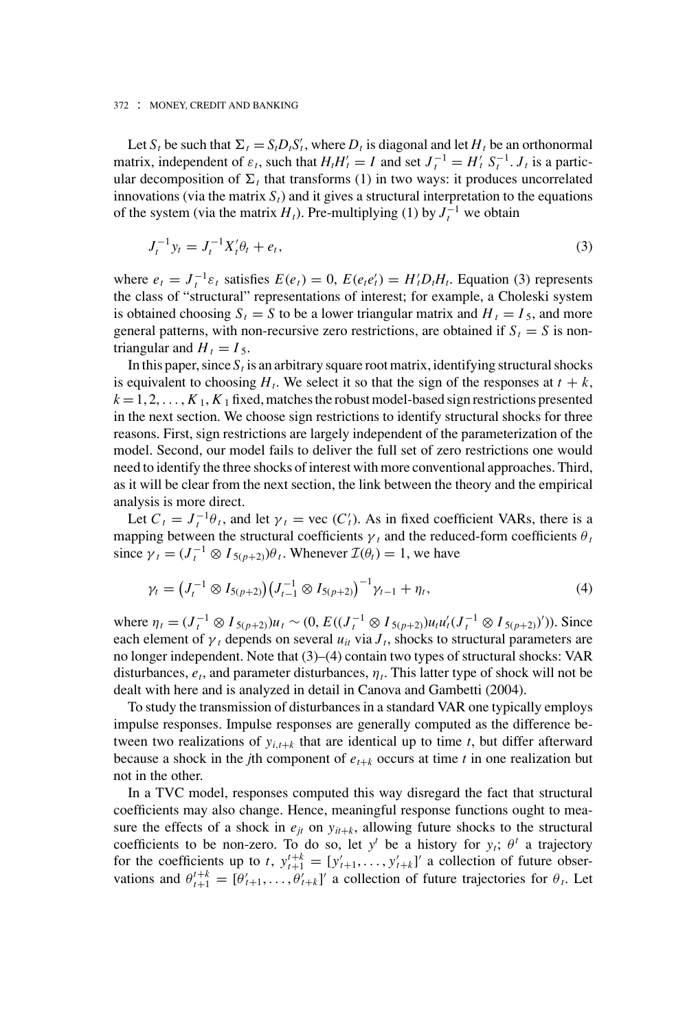Let $S_t$ be such that $\Sigma_t = S_t D_t S_t'$, where $D_t$ is diagonal and let $H_t$ be an orthonormal matrix, independent of $\varepsilon_t$, such that $H_t H_t' = I$ and set $J_t^{-1} = H_t' \, S_t^{-1}$. $J_t$ is a particular decomposition of $\Sigma_t$ that transforms (1) in two ways: it produces uncorrelated innovations (via the matrix $S_t$) and it gives a structural interpretation to the equations of the system (via the matrix $H_t$). Pre-multiplying (1) by $J_t^{-1}$ we obtain

$$J_t^{-1} y_t = J_t^{-1} X_t' \theta_t + e_t, \tag{3}$$

where $e_t = J_t^{-1} \varepsilon_t$ satisfies $E(e_t) = 0$, $E(e_t e_t') = H_t' D_t H_t$. Equation (3) represents the class of "structural" representations of interest; for example, a Choleski system is obtained choosing $S_t = S$ to be a lower triangular matrix and $H_t = I_5$, and more general patterns, with non-recursive zero restrictions, are obtained if $S_t = S$ is non-triangular and $H_t = I_5$.

In this paper, since $S_t$ is an arbitrary square root matrix, identifying structural shocks is equivalent to choosing $H_t$. We select it so that the sign of the responses at $t + k$, $k = 1, 2, \ldots, K_1$, $K_1$ fixed, matches the robust model-based sign restrictions presented in the next section. We choose sign restrictions to identify structural shocks for three reasons. First, sign restrictions are largely independent of the parameterization of the model. Second, our model fails to deliver the full set of zero restrictions one would need to identify the three shocks of interest with more conventional approaches. Third, as it will be clear from the next section, the link between the theory and the empirical analysis is more direct.

Let $C_t = J_t^{-1} \theta_t$, and let $\gamma_t = \text{vec}\,(C_t')$. As in fixed coefficient VARs, there is a mapping between the structural coefficients $\gamma_t$ and the reduced-form coefficients $\theta_t$ since $\gamma_t = (J_t^{-1} \otimes I_{5(p+2)})\theta_t$. Whenever $\mathcal{I}(\theta_t) = 1$, we have

$$\gamma_t = \left(J_t^{-1} \otimes I_{5(p+2)}\right)\left(J_{t-1}^{-1} \otimes I_{5(p+2)}\right)^{-1} \gamma_{t-1} + \eta_t, \tag{4}$$

where $\eta_t = (J_t^{-1} \otimes I_{5(p+2)}) u_t \sim (0, E((J_t^{-1} \otimes I_{5(p+2)}) u_t u_t' (J_t^{-1} \otimes I_{5(p+2)})'))$. Since each element of $\gamma_t$ depends on several $u_{it}$ via $J_t$, shocks to structural parameters are no longer independent. Note that (3)–(4) contain two types of structural shocks: VAR disturbances, $e_t$, and parameter disturbances, $\eta_t$. This latter type of shock will not be dealt with here and is analyzed in detail in Canova and Gambetti (2004).

To study the transmission of disturbances in a standard VAR one typically employs impulse responses. Impulse responses are generally computed as the difference between two realizations of $y_{i,t+k}$ that are identical up to time $t$, but differ afterward because a shock in the $j$th component of $e_{t+k}$ occurs at time $t$ in one realization but not in the other.

In a TVC model, responses computed this way disregard the fact that structural coefficients may also change. Hence, meaningful response functions ought to measure the effects of a shock in $e_{jt}$ on $y_{it+k}$, allowing future shocks to the structural coefficients to be non-zero. To do so, let $y^t$ be a history for $y_t$; $\theta^t$ a trajectory for the coefficients up to $t$, $y_{t+1}^{t+k} = [y_{t+1}', \ldots, y_{t+k}']'$ a collection of future observations and $\theta_{t+1}^{t+k} = [\theta_{t+1}', \ldots, \theta_{t+k}']'$ a collection of future trajectories for $\theta_t$. Let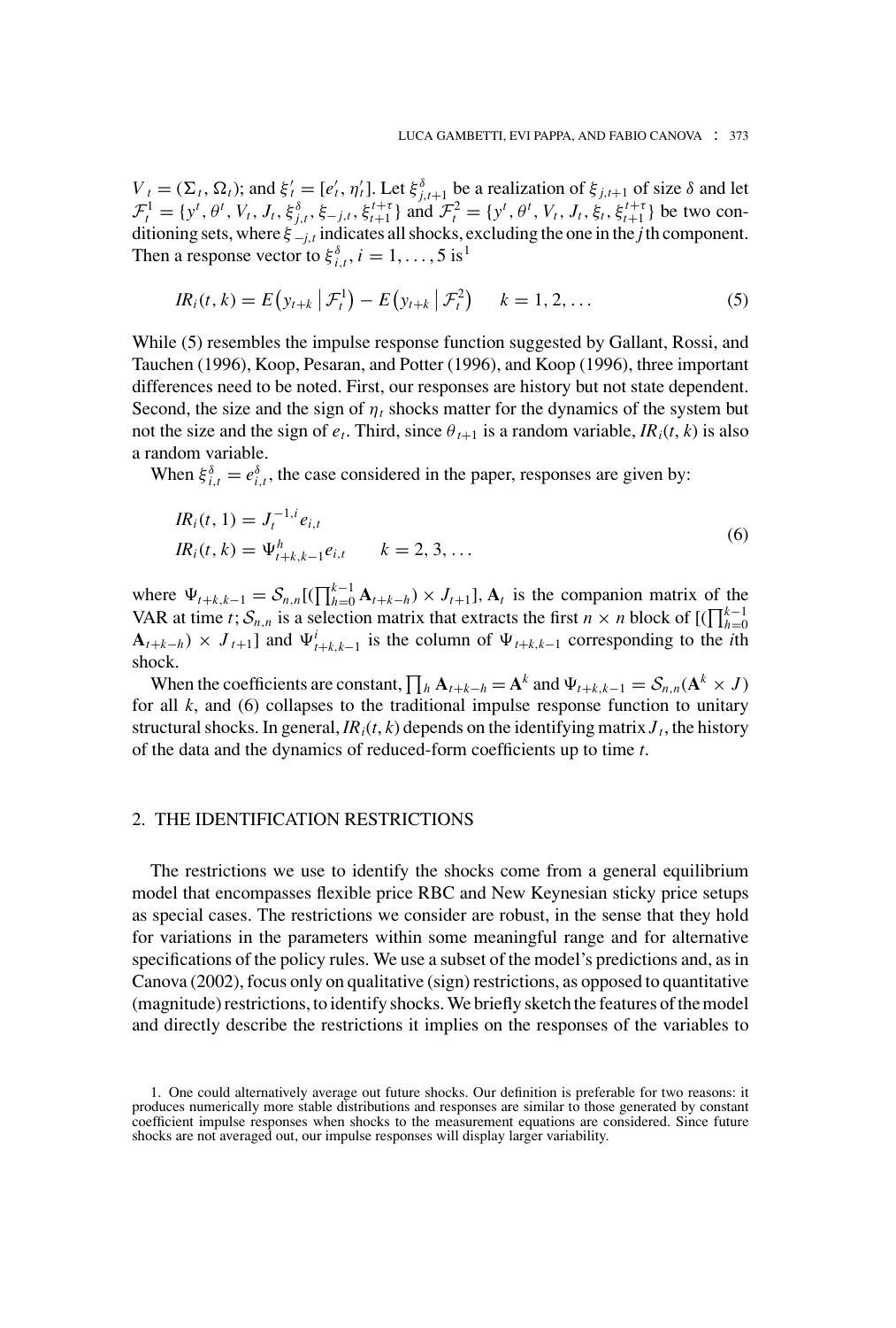$V_t = (\Sigma_t, \Omega_t)$; and $\xi_t' = [e_t', \eta_t']$. Let $\xi_{j,t+1}^{\delta}$ be a realization of $\xi_{j,t+1}$ of size $\delta$ and let $\mathcal{F}_t^1 = \{y^t, \theta^t, V_t, J_t, \xi_{j,t}^{\delta}, \xi_{-j,t}, \xi_{t+1}^{t+\tau}\}$ and $\mathcal{F}_t^2 = \{y^t, \theta^t, V_t, J_t, \xi_t, \xi_{t+1}^{t+\tau}\}$ be two conditioning sets, where $\xi_{-j,t}$ indicates all shocks, excluding the one in the $j$th component. Then a response vector to $\xi_{i,t}^{\delta}$, $i = 1, \ldots, 5$ is[1]

$$IR_i(t, k) = E\left(y_{t+k} \mid \mathcal{F}_t^1\right) - E\left(y_{t+k} \mid \mathcal{F}_t^2\right) \qquad k = 1, 2, \ldots \tag{5}$$

While (5) resembles the impulse response function suggested by Gallant, Rossi, and Tauchen (1996), Koop, Pesaran, and Potter (1996), and Koop (1996), three important differences need to be noted. First, our responses are history but not state dependent. Second, the size and the sign of $\eta_t$ shocks matter for the dynamics of the system but not the size and the sign of $e_t$. Third, since $\theta_{t+1}$ is a random variable, $IR_i(t, k)$ is also a random variable.

When $\xi_{i,t}^{\delta} = e_{i,t}^{\delta}$, the case considered in the paper, responses are given by:

$$\begin{aligned} IR_i(t, 1) &= J_t^{-1,i} e_{i,t} \\ IR_i(t, k) &= \Psi_{t+k,k-1}^h e_{i,t} \qquad k = 2, 3, \ldots \end{aligned} \tag{6}$$

where $\Psi_{t+k,k-1} = \mathcal{S}_{n,n}[(\prod_{h=0}^{k-1} \mathbf{A}_{t+k-h}) \times J_{t+1}]$, $\mathbf{A}_t$ is the companion matrix of the VAR at time $t$; $\mathcal{S}_{n,n}$ is a selection matrix that extracts the first $n \times n$ block of $[(\prod_{h=0}^{k-1} \mathbf{A}_{t+k-h}) \times J_{t+1}]$ and $\Psi_{t+k,k-1}^i$ is the column of $\Psi_{t+k,k-1}$ corresponding to the $i$th shock.

When the coefficients are constant, $\prod_h \mathbf{A}_{t+k-h} = \mathbf{A}^k$ and $\Psi_{t+k,k-1} = \mathcal{S}_{n,n}(\mathbf{A}^k \times J)$ for all $k$, and (6) collapses to the traditional impulse response function to unitary structural shocks. In general, $IR_i(t, k)$ depends on the identifying matrix $J_t$, the history of the data and the dynamics of reduced-form coefficients up to time $t$.

## 2. THE IDENTIFICATION RESTRICTIONS

The restrictions we use to identify the shocks come from a general equilibrium model that encompasses flexible price RBC and New Keynesian sticky price setups as special cases. The restrictions we consider are robust, in the sense that they hold for variations in the parameters within some meaningful range and for alternative specifications of the policy rules. We use a subset of the model's predictions and, as in Canova (2002), focus only on qualitative (sign) restrictions, as opposed to quantitative (magnitude) restrictions, to identify shocks. We briefly sketch the features of the model and directly describe the restrictions it implies on the responses of the variables to

1. One could alternatively average out future shocks. Our definition is preferable for two reasons: it produces numerically more stable distributions and responses are similar to those generated by constant coefficient impulse responses when shocks to the measurement equations are considered. Since future shocks are not averaged out, our impulse responses will display larger variability.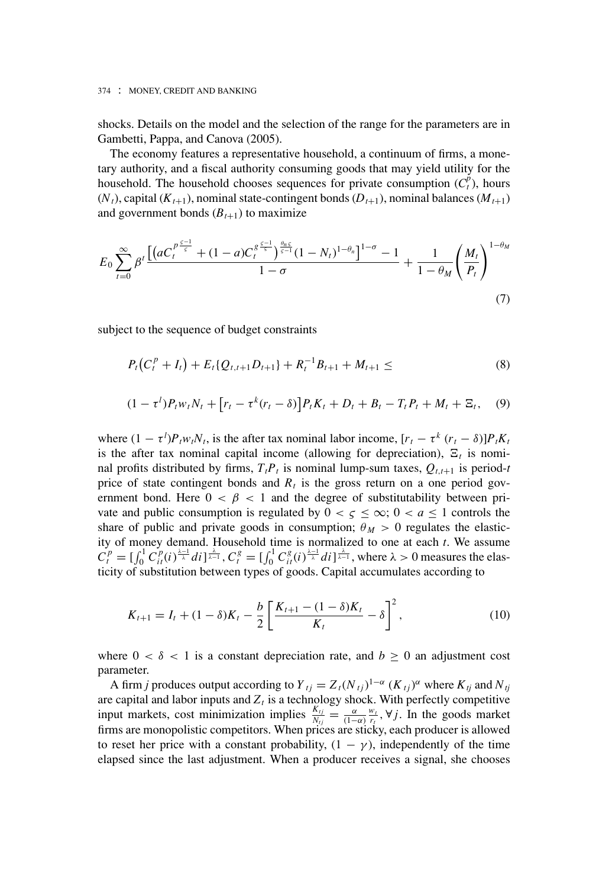shocks. Details on the model and the selection of the range for the parameters are in Gambetti, Pappa, and Canova (2005).

The economy features a representative household, a continuum of firms, a monetary authority, and a fiscal authority consuming goods that may yield utility for the household. The household chooses sequences for private consumption ($C_t^p$), hours ($N_t$), capital ($K_{t+1}$), nominal state-contingent bonds ($D_{t+1}$), nominal balances ($M_{t+1}$) and government bonds ($B_{t+1}$) to maximize

$$E_0 \sum_{t=0}^{\infty} \beta^t \frac{\left[\left(aC_t^{p\frac{\varsigma-1}{\varsigma}} + (1-a)C_t^{g\frac{\varsigma-1}{\varsigma}}\right)^{\frac{\theta_n \varsigma}{\varsigma-1}} (1-N_t)^{1-\theta_n}\right]^{1-\sigma} - 1}{1-\sigma} + \frac{1}{1-\theta_M}\left(\frac{M_t}{P_t}\right)^{1-\theta_M} \tag{7}$$

subject to the sequence of budget constraints

$$P_t\left(C_t^p + I_t\right) + E_t\{Q_{t,t+1}D_{t+1}\} + R_t^{-1}B_{t+1} + M_{t+1} \leq \tag{8}$$

$$(1-\tau^l)P_t w_t N_t + \left[r_t - \tau^k(r_t - \delta)\right]P_t K_t + D_t + B_t - T_t P_t + M_t + \Xi_t, \tag{9}$$

where $(1-\tau^l)P_t w_t N_t$, is the after tax nominal labor income, $[r_t - \tau^k\,(r_t - \delta)]P_t K_t$ is the after tax nominal capital income (allowing for depreciation), $\Xi_t$ is nominal profits distributed by firms, $T_t P_t$ is nominal lump-sum taxes, $Q_{t,t+1}$ is period-$t$ price of state contingent bonds and $R_t$ is the gross return on a one period government bond. Here $0 < \beta < 1$ and the degree of substitutability between private and public consumption is regulated by $0 < \varsigma \leq \infty$; $0 < a \leq 1$ controls the share of public and private goods in consumption; $\theta_M > 0$ regulates the elasticity of money demand. Household time is normalized to one at each $t$. We assume $C_t^p = [\int_0^1 C_{it}^p(i)^{\frac{\lambda-1}{\lambda}} di]^{\frac{\lambda}{\lambda-1}}$, $C_t^g = [\int_0^1 C_{it}^g(i)^{\frac{\lambda-1}{\lambda}} di]^{\frac{\lambda}{\lambda-1}}$, where $\lambda > 0$ measures the elasticity of substitution between types of goods. Capital accumulates according to

$$K_{t+1} = I_t + (1-\delta)K_t - \frac{b}{2}\left[\frac{K_{t+1} - (1-\delta)K_t}{K_t} - \delta\right]^2, \tag{10}$$

where $0 < \delta < 1$ is a constant depreciation rate, and $b \geq 0$ an adjustment cost parameter.

A firm $j$ produces output according to $Y_{tj} = Z_t(N_{tj})^{1-\alpha}\,(K_{tj})^{\alpha}$ where $K_{tj}$ and $N_{tj}$ are capital and labor inputs and $Z_t$ is a technology shock. With perfectly competitive input markets, cost minimization implies $\frac{K_{tj}}{N_{tj}} = \frac{\alpha}{(1-\alpha)}\frac{w_t}{r_t}, \forall j$. In the goods market firms are monopolistic competitors. When prices are sticky, each producer is allowed to reset her price with a constant probability, $(1-\gamma)$, independently of the time elapsed since the last adjustment. When a producer receives a signal, she chooses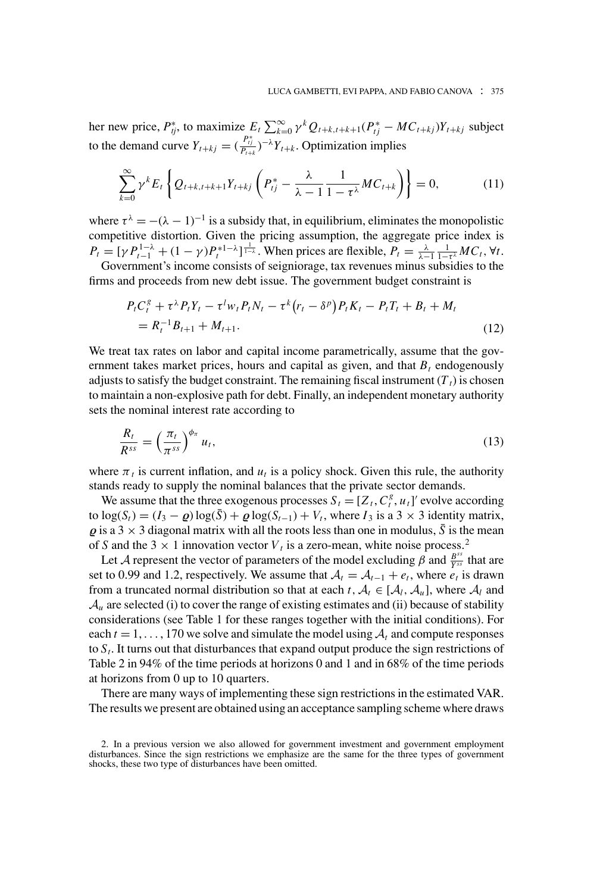her new price, $P^*_{tj}$, to maximize $E_t \sum_{k=0}^{\infty} \gamma^k Q_{t+k,t+k+1}(P^*_{tj} - MC_{t+kj})Y_{t+kj}$ subject to the demand curve $Y_{t+kj} = (\frac{P^*_{tj}}{P_{t+k}})^{-\lambda} Y_{t+k}$. Optimization implies

$$\sum_{k=0}^{\infty} \gamma^k E_t \left\{ Q_{t+k,t+k+1} Y_{t+kj} \left( P^*_{tj} - \frac{\lambda}{\lambda - 1} \frac{1}{1 - \tau^{\lambda}} MC_{t+k} \right) \right\} = 0, \tag{11}$$

where $\tau^{\lambda} = -(\lambda - 1)^{-1}$ is a subsidy that, in equilibrium, eliminates the monopolistic competitive distortion. Given the pricing assumption, the aggregate price index is $P_t = [\gamma P_{t-1}^{1-\lambda} + (1 - \gamma) P_t^{*1-\lambda}]^{\frac{1}{1-\lambda}}$. When prices are flexible, $P_t = \frac{\lambda}{\lambda - 1} \frac{1}{1 - \tau^{\lambda}} MC_t, \forall t$.

Government's income consists of seigniorage, tax revenues minus subsidies to the firms and proceeds from new debt issue. The government budget constraint is

$$\begin{aligned} &P_t C^g_t + \tau^{\lambda} P_t Y_t - \tau^l w_t P_t N_t - \tau^k \left(r_t - \delta^p\right) P_t K_t - P_t T_t + B_t + M_t \\ &= R_t^{-1} B_{t+1} + M_{t+1}. \end{aligned} \tag{12}$$

We treat tax rates on labor and capital income parametrically, assume that the government takes market prices, hours and capital as given, and that $B_t$ endogenously adjusts to satisfy the budget constraint. The remaining fiscal instrument ($T_t$) is chosen to maintain a non-explosive path for debt. Finally, an independent monetary authority sets the nominal interest rate according to

$$\frac{R_t}{R^{ss}} = \left(\frac{\pi_t}{\pi^{ss}}\right)^{\phi_{\pi}} u_t, \tag{13}$$

where $\pi_t$ is current inflation, and $u_t$ is a policy shock. Given this rule, the authority stands ready to supply the nominal balances that the private sector demands.

We assume that the three exogenous processes $S_t = [Z_t, C^g_t, u_t]'$ evolve according to $\log(S_t) = (I_3 - \varrho) \log(\bar{S}) + \varrho \log(S_{t-1}) + V_t$, where $I_3$ is a $3 \times 3$ identity matrix, $\varrho$ is a $3 \times 3$ diagonal matrix with all the roots less than one in modulus, $\bar{S}$ is the mean of $S$ and the $3 \times 1$ innovation vector $V_t$ is a zero-mean, white noise process.[2]

Let $\mathcal{A}$ represent the vector of parameters of the model excluding $\beta$ and $\frac{B^{ss}}{Y^{ss}}$ that are set to 0.99 and 1.2, respectively. We assume that $\mathcal{A}_t = \mathcal{A}_{t-1} + e_t$, where $e_t$ is drawn from a truncated normal distribution so that at each $t$, $\mathcal{A}_t \in [\mathcal{A}_l, \mathcal{A}_u]$, where $\mathcal{A}_l$ and $\mathcal{A}_u$ are selected (i) to cover the range of existing estimates and (ii) because of stability considerations (see Table 1 for these ranges together with the initial conditions). For each $t = 1, \ldots, 170$ we solve and simulate the model using $\mathcal{A}_t$ and compute responses to $S_t$. It turns out that disturbances that expand output produce the sign restrictions of Table 2 in 94% of the time periods at horizons 0 and 1 and in 68% of the time periods at horizons from 0 up to 10 quarters.

There are many ways of implementing these sign restrictions in the estimated VAR. The results we present are obtained using an acceptance sampling scheme where draws

2. In a previous version we also allowed for government investment and government employment disturbances. Since the sign restrictions we emphasize are the same for the three types of government shocks, these two type of disturbances have been omitted.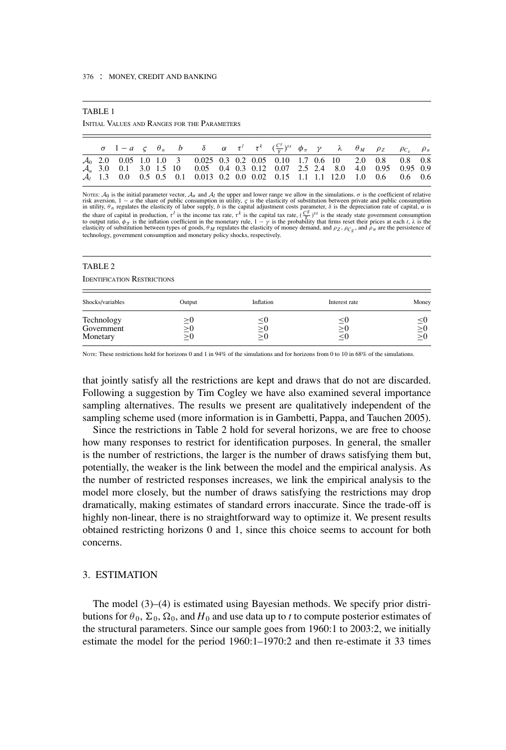TABLE 1

Initial Values and Ranges for the Parameters

| | $\sigma$ | $1-a$ | $\varsigma$ | $\theta_n$ | $b$ | $\delta$ | $\alpha$ | $\tau^l$ | $\tau^k$ | $(\frac{C^g}{Y})^{ss}$ | $\phi_\pi$ | $\gamma$ | $\lambda$ | $\theta_M$ | $\rho_Z$ | $\rho_{C_g}$ | $\rho_u$ |
|---|---|---|---|---|---|---|---|---|---|---|---|---|---|---|---|---|---|
| $\mathcal{A}_0$ | 2.0 | 0.05 | 1.0 | 1.0 | 3 | 0.025 | 0.3 | 0.2 | 0.05 | 0.10 | 1.7 | 0.6 | 10 | 2.0 | 0.8 | 0.8 | 0.8 |
| $\mathcal{A}_u$ | 3.0 | 0.1 | 3.0 | 1.5 | 10 | 0.05 | 0.4 | 0.3 | 0.12 | 0.07 | 2.5 | 2.4 | 8.0 | 4.0 | 0.95 | 0.95 | 0.9 |
| $\mathcal{A}_l$ | 1.3 | 0.0 | 0.5 | 0.5 | 0.1 | 0.013 | 0.2 | 0.0 | 0.02 | 0.15 | 1.1 | 1.1 | 12.0 | 1.0 | 0.6 | 0.6 | 0.6 |

Notes: $\mathcal{A}_0$ is the initial parameter vector, $\mathcal{A}_u$ and $\mathcal{A}_l$ the upper and lower range we allow in the simulations. $\sigma$ is the coefficient of relative risk aversion, $1-a$ the share of public consumption in utility, $\varsigma$ is the elasticity of substitution between private and public consumption in utility, $\theta_n$ regulates the elasticity of labor supply, $b$ is the capital adjustment costs parameter, $\delta$ is the depreciation rate of capital, $\alpha$ is the share of capital in production, $\tau^l$ is the income tax rate, $\tau^k$ is the capital tax rate, $(\frac{C^g}{Y})^{ss}$ is the steady state government consumption to output ratio, $\phi_\pi$ is the inflation coefficient in the monetary rule, $1-\gamma$ is the probability that firms reset their prices at each $t$, $\lambda$ is the elasticity of substitution between types of goods, $\theta_M$ regulates the elasticity of money demand, and $\rho_Z$, $\rho_{C_g}$, and $\rho_u$ are the persistence of technology, government consumption and monetary policy shocks, respectively.

TABLE 2

Identification Restrictions

| Shocks/variables | Output | Inflation | Interest rate | Money |
|---|---|---|---|---|
| Technology | $\geq 0$ | $\leq 0$ | $\leq 0$ | $\leq 0$ |
| Government | $\geq 0$ | $\geq 0$ | $\geq 0$ | $\geq 0$ |
| Monetary | $\geq 0$ | $\geq 0$ | $\leq 0$ | $\geq 0$ |

Note: These restrictions hold for horizons 0 and 1 in 94% of the simulations and for horizons from 0 to 10 in 68% of the simulations.

that jointly satisfy all the restrictions are kept and draws that do not are discarded. Following a suggestion by Tim Cogley we have also examined several importance sampling alternatives. The results we present are qualitatively independent of the sampling scheme used (more information is in Gambetti, Pappa, and Tauchen 2005).

Since the restrictions in Table 2 hold for several horizons, we are free to choose how many responses to restrict for identification purposes. In general, the smaller is the number of restrictions, the larger is the number of draws satisfying them but, potentially, the weaker is the link between the model and the empirical analysis. As the number of restricted responses increases, we link the empirical analysis to the model more closely, but the number of draws satisfying the restrictions may drop dramatically, making estimates of standard errors inaccurate. Since the trade-off is highly non-linear, there is no straightforward way to optimize it. We present results obtained restricting horizons 0 and 1, since this choice seems to account for both concerns.

## 3. ESTIMATION

The model (3)–(4) is estimated using Bayesian methods. We specify prior distributions for $\theta_0$, $\Sigma_0$, $\Omega_0$, and $H_0$ and use data up to $t$ to compute posterior estimates of the structural parameters. Since our sample goes from 1960:1 to 2003:2, we initially estimate the model for the period 1960:1–1970:2 and then re-estimate it 33 times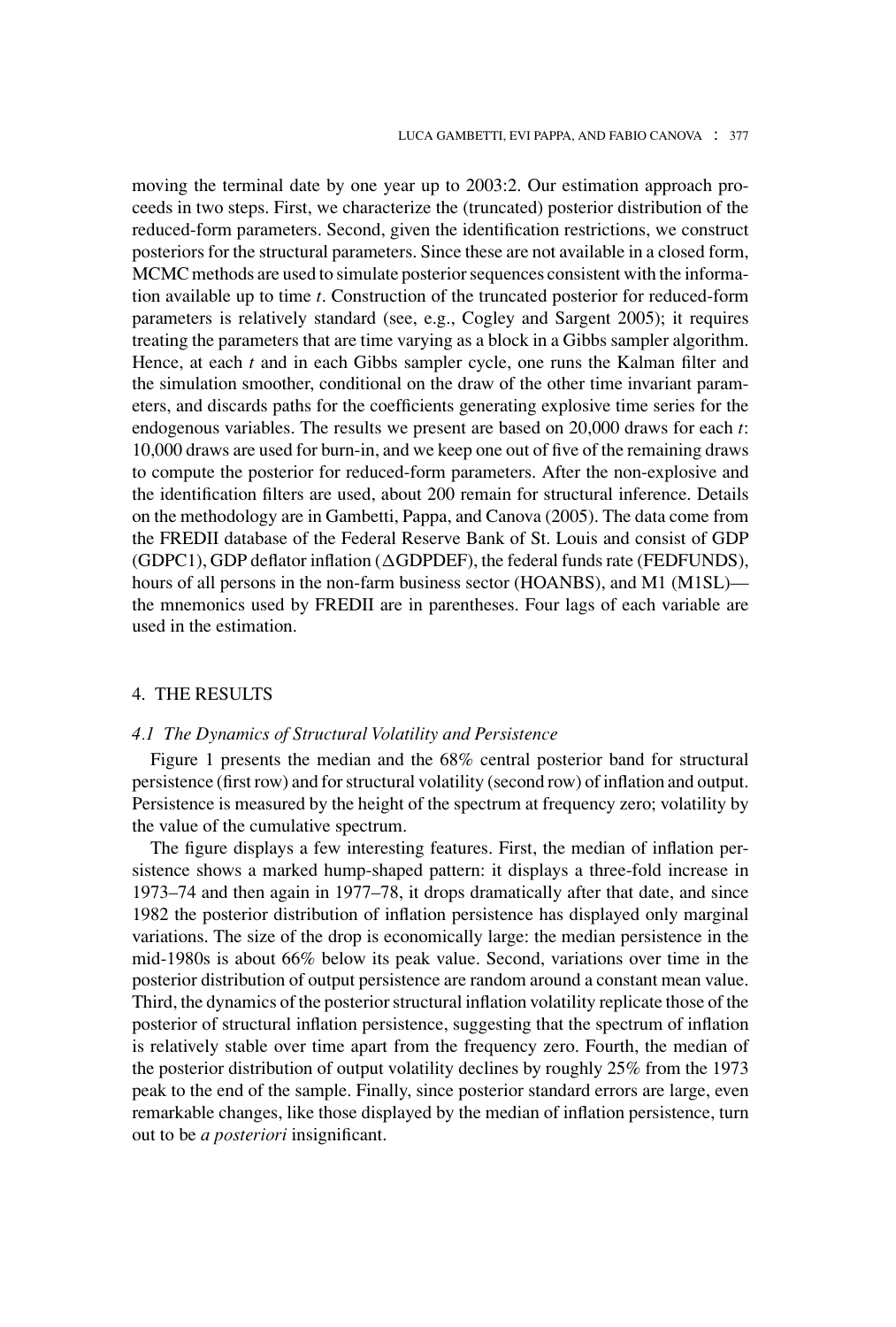moving the terminal date by one year up to 2003:2. Our estimation approach proceeds in two steps. First, we characterize the (truncated) posterior distribution of the reduced-form parameters. Second, given the identification restrictions, we construct posteriors for the structural parameters. Since these are not available in a closed form, MCMC methods are used to simulate posterior sequences consistent with the information available up to time $t$. Construction of the truncated posterior for reduced-form parameters is relatively standard (see, e.g., Cogley and Sargent 2005); it requires treating the parameters that are time varying as a block in a Gibbs sampler algorithm. Hence, at each $t$ and in each Gibbs sampler cycle, one runs the Kalman filter and the simulation smoother, conditional on the draw of the other time invariant parameters, and discards paths for the coefficients generating explosive time series for the endogenous variables. The results we present are based on 20,000 draws for each $t$: 10,000 draws are used for burn-in, and we keep one out of five of the remaining draws to compute the posterior for reduced-form parameters. After the non-explosive and the identification filters are used, about 200 remain for structural inference. Details on the methodology are in Gambetti, Pappa, and Canova (2005). The data come from the FREDII database of the Federal Reserve Bank of St. Louis and consist of GDP (GDPC1), GDP deflator inflation ($\Delta$GDPDEF), the federal funds rate (FEDFUNDS), hours of all persons in the non-farm business sector (HOANBS), and M1 (M1SL)—the mnemonics used by FREDII are in parentheses. Four lags of each variable are used in the estimation.

## 4. THE RESULTS

### *4.1 The Dynamics of Structural Volatility and Persistence*

Figure 1 presents the median and the 68% central posterior band for structural persistence (first row) and for structural volatility (second row) of inflation and output. Persistence is measured by the height of the spectrum at frequency zero; volatility by the value of the cumulative spectrum.

The figure displays a few interesting features. First, the median of inflation persistence shows a marked hump-shaped pattern: it displays a three-fold increase in 1973–74 and then again in 1977–78, it drops dramatically after that date, and since 1982 the posterior distribution of inflation persistence has displayed only marginal variations. The size of the drop is economically large: the median persistence in the mid-1980s is about 66% below its peak value. Second, variations over time in the posterior distribution of output persistence are random around a constant mean value. Third, the dynamics of the posterior structural inflation volatility replicate those of the posterior of structural inflation persistence, suggesting that the spectrum of inflation is relatively stable over time apart from the frequency zero. Fourth, the median of the posterior distribution of output volatility declines by roughly 25% from the 1973 peak to the end of the sample. Finally, since posterior standard errors are large, even remarkable changes, like those displayed by the median of inflation persistence, turn out to be *a posteriori* insignificant.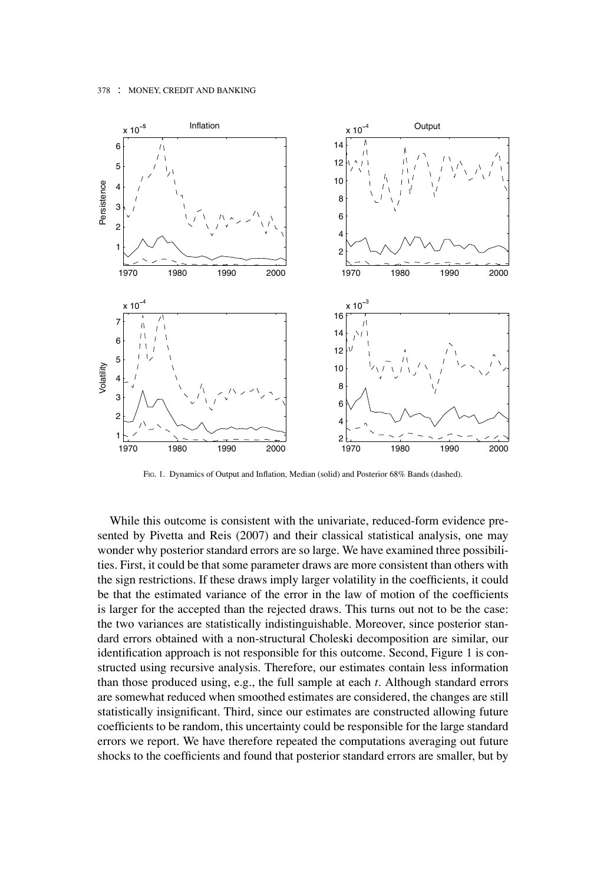Fig. 1. Dynamics of Output and Inflation, Median (solid) and Posterior 68% Bands (dashed).

While this outcome is consistent with the univariate, reduced-form evidence presented by Pivetta and Reis (2007) and their classical statistical analysis, one may wonder why posterior standard errors are so large. We have examined three possibilities. First, it could be that some parameter draws are more consistent than others with the sign restrictions. If these draws imply larger volatility in the coefficients, it could be that the estimated variance of the error in the law of motion of the coefficients is larger for the accepted than the rejected draws. This turns out not to be the case: the two variances are statistically indistinguishable. Moreover, since posterior standard errors obtained with a non-structural Choleski decomposition are similar, our identification approach is not responsible for this outcome. Second, Figure 1 is constructed using recursive analysis. Therefore, our estimates contain less information than those produced using, e.g., the full sample at each $t$. Although standard errors are somewhat reduced when smoothed estimates are considered, the changes are still statistically insignificant. Third, since our estimates are constructed allowing future coefficients to be random, this uncertainty could be responsible for the large standard errors we report. We have therefore repeated the computations averaging out future shocks to the coefficients and found that posterior standard errors are smaller, but by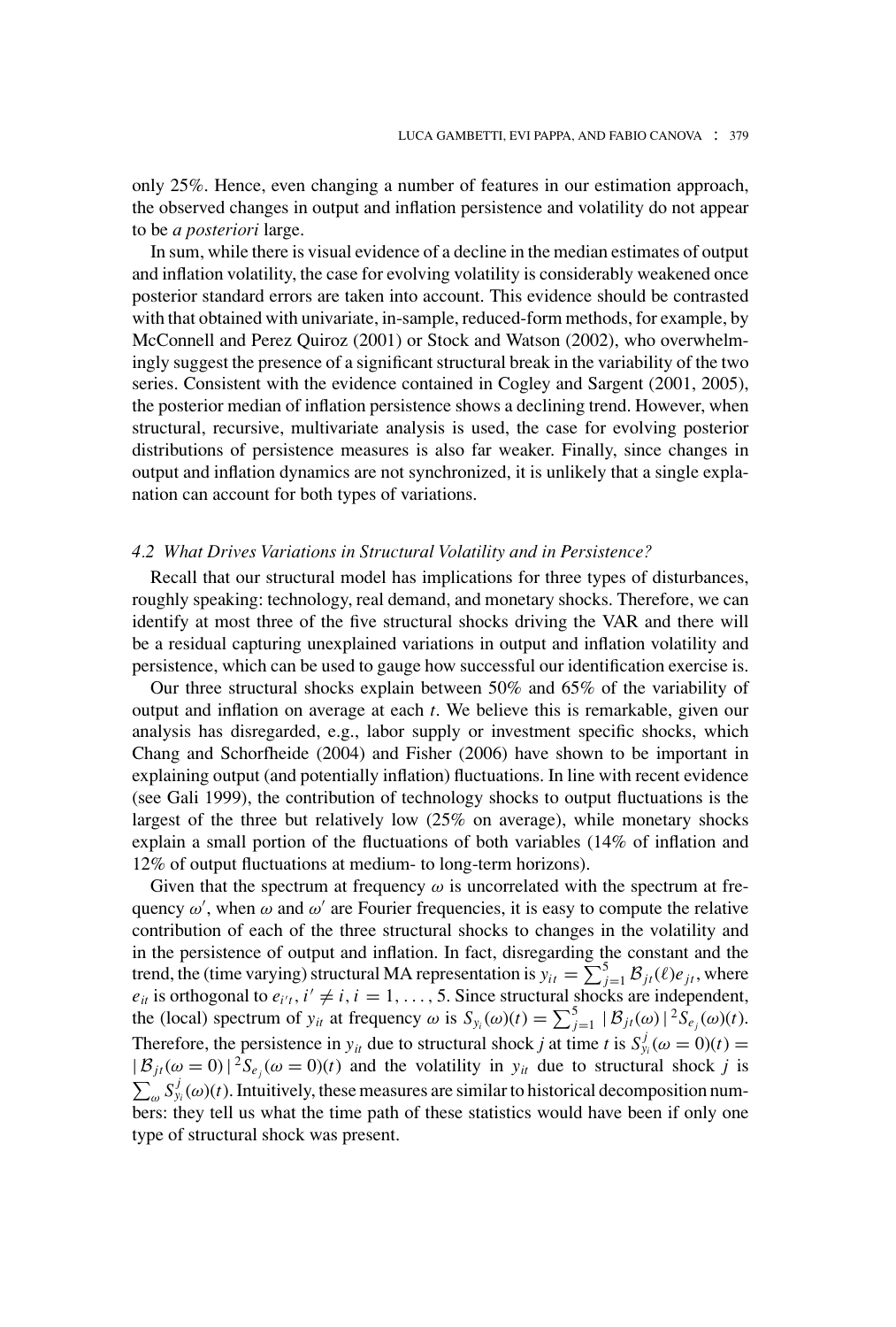only 25%. Hence, even changing a number of features in our estimation approach, the observed changes in output and inflation persistence and volatility do not appear to be *a posteriori* large.

In sum, while there is visual evidence of a decline in the median estimates of output and inflation volatility, the case for evolving volatility is considerably weakened once posterior standard errors are taken into account. This evidence should be contrasted with that obtained with univariate, in-sample, reduced-form methods, for example, by McConnell and Perez Quiroz (2001) or Stock and Watson (2002), who overwhelmingly suggest the presence of a significant structural break in the variability of the two series. Consistent with the evidence contained in Cogley and Sargent (2001, 2005), the posterior median of inflation persistence shows a declining trend. However, when structural, recursive, multivariate analysis is used, the case for evolving posterior distributions of persistence measures is also far weaker. Finally, since changes in output and inflation dynamics are not synchronized, it is unlikely that a single explanation can account for both types of variations.

### *4.2 What Drives Variations in Structural Volatility and in Persistence?*

Recall that our structural model has implications for three types of disturbances, roughly speaking: technology, real demand, and monetary shocks. Therefore, we can identify at most three of the five structural shocks driving the VAR and there will be a residual capturing unexplained variations in output and inflation volatility and persistence, which can be used to gauge how successful our identification exercise is.

Our three structural shocks explain between 50% and 65% of the variability of output and inflation on average at each $t$. We believe this is remarkable, given our analysis has disregarded, e.g., labor supply or investment specific shocks, which Chang and Schorfheide (2004) and Fisher (2006) have shown to be important in explaining output (and potentially inflation) fluctuations. In line with recent evidence (see Gali 1999), the contribution of technology shocks to output fluctuations is the largest of the three but relatively low (25% on average), while monetary shocks explain a small portion of the fluctuations of both variables (14% of inflation and 12% of output fluctuations at medium- to long-term horizons).

Given that the spectrum at frequency $\omega$ is uncorrelated with the spectrum at frequency $\omega'$, when $\omega$ and $\omega'$ are Fourier frequencies, it is easy to compute the relative contribution of each of the three structural shocks to changes in the volatility and in the persistence of output and inflation. In fact, disregarding the constant and the trend, the (time varying) structural MA representation is $y_{it} = \sum_{j=1}^{5} \mathcal{B}_{jt}(\ell) e_{jt}$, where $e_{it}$ is orthogonal to $e_{i't}$, $i' \neq i$, $i = 1, \ldots, 5$. Since structural shocks are independent, the (local) spectrum of $y_{it}$ at frequency $\omega$ is $S_{y_i}(\omega)(t) = \sum_{j=1}^{5} |\mathcal{B}_{jt}(\omega)|^2 S_{e_j}(\omega)(t)$. Therefore, the persistence in $y_{it}$ due to structural shock $j$ at time $t$ is $S^j_{y_i}(\omega = 0)(t) = |\mathcal{B}_{jt}(\omega = 0)|^2 S_{e_j}(\omega = 0)(t)$ and the volatility in $y_{it}$ due to structural shock $j$ is $\sum_{\omega} S^j_{y_i}(\omega)(t)$. Intuitively, these measures are similar to historical decomposition numbers: they tell us what the time path of these statistics would have been if only one type of structural shock was present.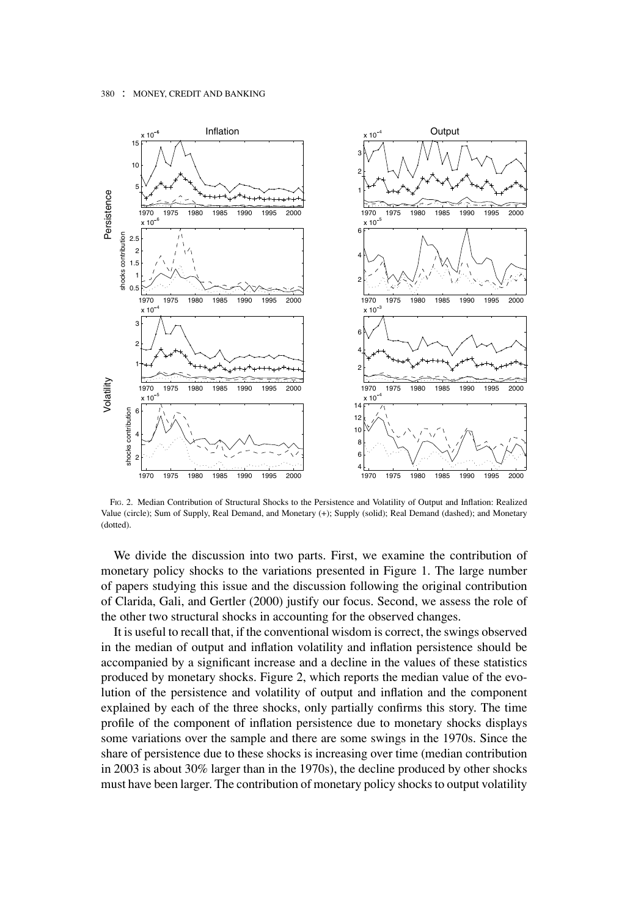Fig. 2. Median Contribution of Structural Shocks to the Persistence and Volatility of Output and Inflation: Realized Value (circle); Sum of Supply, Real Demand, and Monetary (+); Supply (solid); Real Demand (dashed); and Monetary (dotted).

We divide the discussion into two parts. First, we examine the contribution of monetary policy shocks to the variations presented in Figure 1. The large number of papers studying this issue and the discussion following the original contribution of Clarida, Gali, and Gertler (2000) justify our focus. Second, we assess the role of the other two structural shocks in accounting for the observed changes.

It is useful to recall that, if the conventional wisdom is correct, the swings observed in the median of output and inflation volatility and inflation persistence should be accompanied by a significant increase and a decline in the values of these statistics produced by monetary shocks. Figure 2, which reports the median value of the evolution of the persistence and volatility of output and inflation and the component explained by each of the three shocks, only partially confirms this story. The time profile of the component of inflation persistence due to monetary shocks displays some variations over the sample and there are some swings in the 1970s. Since the share of persistence due to these shocks is increasing over time (median contribution in 2003 is about 30% larger than in the 1970s), the decline produced by other shocks must have been larger. The contribution of monetary policy shocks to output volatility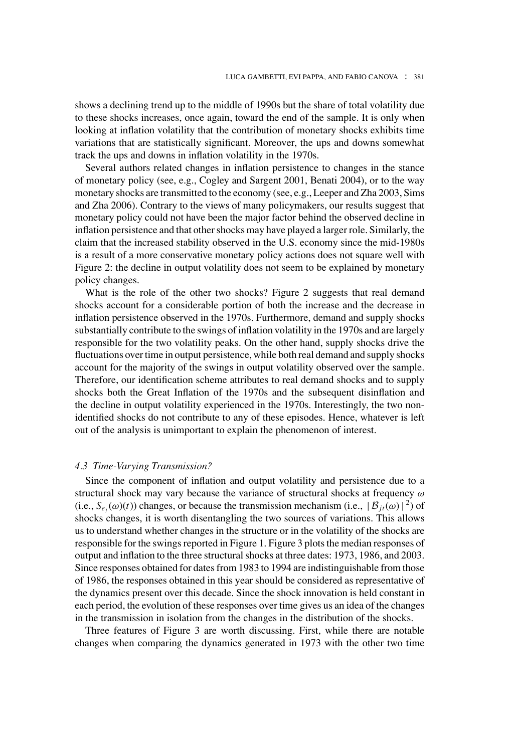shows a declining trend up to the middle of 1990s but the share of total volatility due to these shocks increases, once again, toward the end of the sample. It is only when looking at inflation volatility that the contribution of monetary shocks exhibits time variations that are statistically significant. Moreover, the ups and downs somewhat track the ups and downs in inflation volatility in the 1970s.

Several authors related changes in inflation persistence to changes in the stance of monetary policy (see, e.g., Cogley and Sargent 2001, Benati 2004), or to the way monetary shocks are transmitted to the economy (see, e.g., Leeper and Zha 2003, Sims and Zha 2006). Contrary to the views of many policymakers, our results suggest that monetary policy could not have been the major factor behind the observed decline in inflation persistence and that other shocks may have played a larger role. Similarly, the claim that the increased stability observed in the U.S. economy since the mid-1980s is a result of a more conservative monetary policy actions does not square well with Figure 2: the decline in output volatility does not seem to be explained by monetary policy changes.

What is the role of the other two shocks? Figure 2 suggests that real demand shocks account for a considerable portion of both the increase and the decrease in inflation persistence observed in the 1970s. Furthermore, demand and supply shocks substantially contribute to the swings of inflation volatility in the 1970s and are largely responsible for the two volatility peaks. On the other hand, supply shocks drive the fluctuations over time in output persistence, while both real demand and supply shocks account for the majority of the swings in output volatility observed over the sample. Therefore, our identification scheme attributes to real demand shocks and to supply shocks both the Great Inflation of the 1970s and the subsequent disinflation and the decline in output volatility experienced in the 1970s. Interestingly, the two non-identified shocks do not contribute to any of these episodes. Hence, whatever is left out of the analysis is unimportant to explain the phenomenon of interest.

### *4.3 Time-Varying Transmission?*

Since the component of inflation and output volatility and persistence due to a structural shock may vary because the variance of structural shocks at frequency $\omega$ (i.e., $S_{e_j}(\omega)(t)$) changes, or because the transmission mechanism (i.e., $|\mathcal{B}_{jt}(\omega)|^2$) of shocks changes, it is worth disentangling the two sources of variations. This allows us to understand whether changes in the structure or in the volatility of the shocks are responsible for the swings reported in Figure 1. Figure 3 plots the median responses of output and inflation to the three structural shocks at three dates: 1973, 1986, and 2003. Since responses obtained for dates from 1983 to 1994 are indistinguishable from those of 1986, the responses obtained in this year should be considered as representative of the dynamics present over this decade. Since the shock innovation is held constant in each period, the evolution of these responses over time gives us an idea of the changes in the transmission in isolation from the changes in the distribution of the shocks.

Three features of Figure 3 are worth discussing. First, while there are notable changes when comparing the dynamics generated in 1973 with the other two time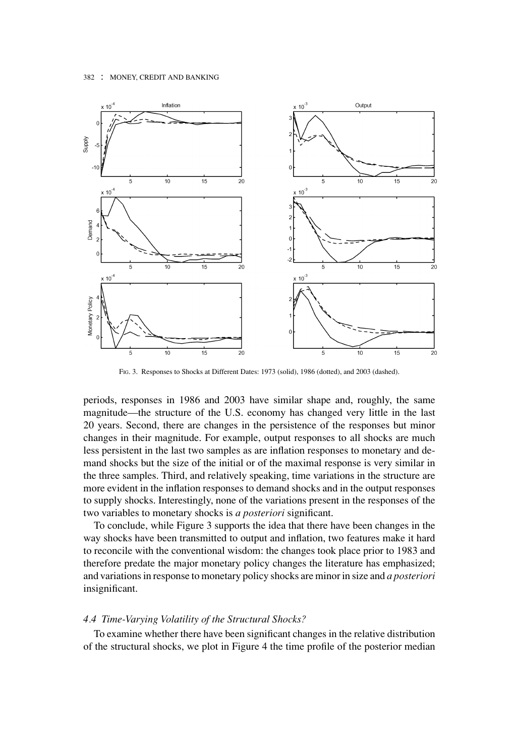FIG. 3. Responses to Shocks at Different Dates: 1973 (solid), 1986 (dotted), and 2003 (dashed).

periods, responses in 1986 and 2003 have similar shape and, roughly, the same magnitude—the structure of the U.S. economy has changed very little in the last 20 years. Second, there are changes in the persistence of the responses but minor changes in their magnitude. For example, output responses to all shocks are much less persistent in the last two samples as are inflation responses to monetary and demand shocks but the size of the initial or of the maximal response is very similar in the three samples. Third, and relatively speaking, time variations in the structure are more evident in the inflation responses to demand shocks and in the output responses to supply shocks. Interestingly, none of the variations present in the responses of the two variables to monetary shocks is *a posteriori* significant.

To conclude, while Figure 3 supports the idea that there have been changes in the way shocks have been transmitted to output and inflation, two features make it hard to reconcile with the conventional wisdom: the changes took place prior to 1983 and therefore predate the major monetary policy changes the literature has emphasized; and variations in response to monetary policy shocks are minor in size and *a posteriori* insignificant.

### *4.4 Time-Varying Volatility of the Structural Shocks?*

To examine whether there have been significant changes in the relative distribution of the structural shocks, we plot in Figure 4 the time profile of the posterior median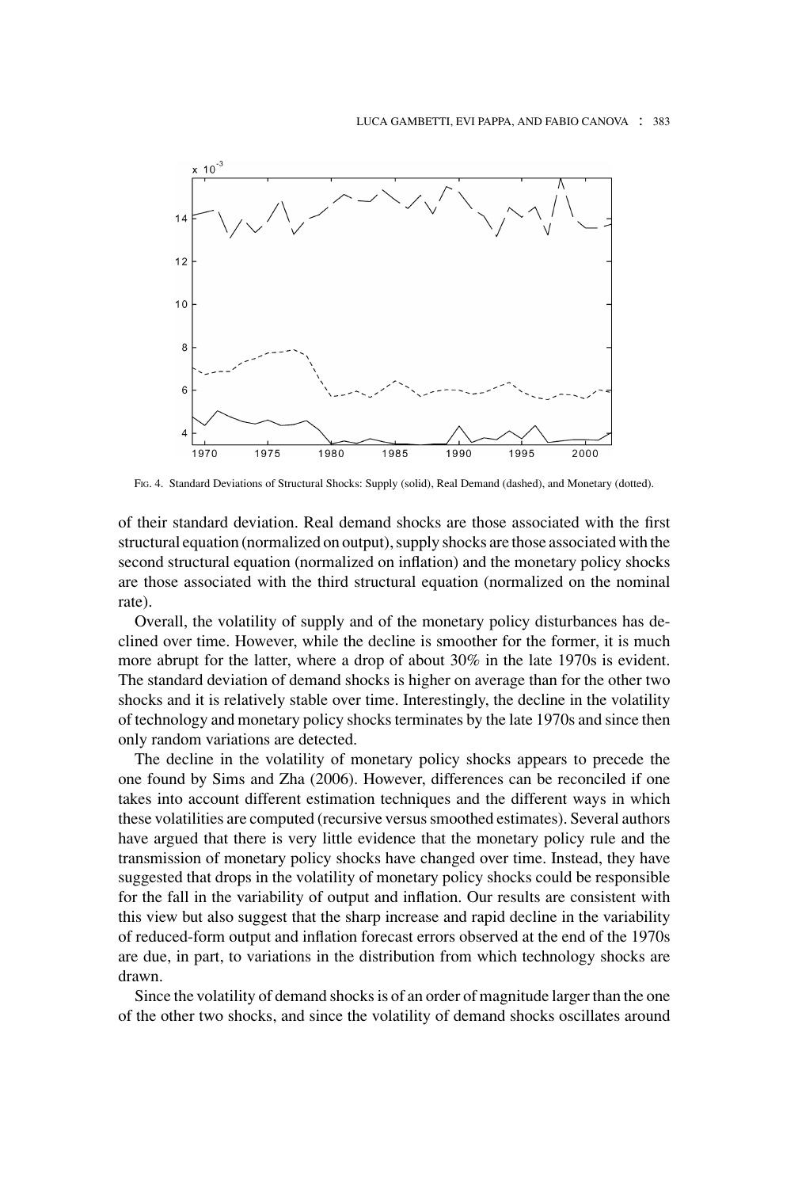Fig. 4. Standard Deviations of Structural Shocks: Supply (solid), Real Demand (dashed), and Monetary (dotted).

of their standard deviation. Real demand shocks are those associated with the first structural equation (normalized on output), supply shocks are those associated with the second structural equation (normalized on inflation) and the monetary policy shocks are those associated with the third structural equation (normalized on the nominal rate).

Overall, the volatility of supply and of the monetary policy disturbances has declined over time. However, while the decline is smoother for the former, it is much more abrupt for the latter, where a drop of about 30% in the late 1970s is evident. The standard deviation of demand shocks is higher on average than for the other two shocks and it is relatively stable over time. Interestingly, the decline in the volatility of technology and monetary policy shocks terminates by the late 1970s and since then only random variations are detected.

The decline in the volatility of monetary policy shocks appears to precede the one found by Sims and Zha (2006). However, differences can be reconciled if one takes into account different estimation techniques and the different ways in which these volatilities are computed (recursive versus smoothed estimates). Several authors have argued that there is very little evidence that the monetary policy rule and the transmission of monetary policy shocks have changed over time. Instead, they have suggested that drops in the volatility of monetary policy shocks could be responsible for the fall in the variability of output and inflation. Our results are consistent with this view but also suggest that the sharp increase and rapid decline in the variability of reduced-form output and inflation forecast errors observed at the end of the 1970s are due, in part, to variations in the distribution from which technology shocks are drawn.

Since the volatility of demand shocks is of an order of magnitude larger than the one of the other two shocks, and since the volatility of demand shocks oscillates around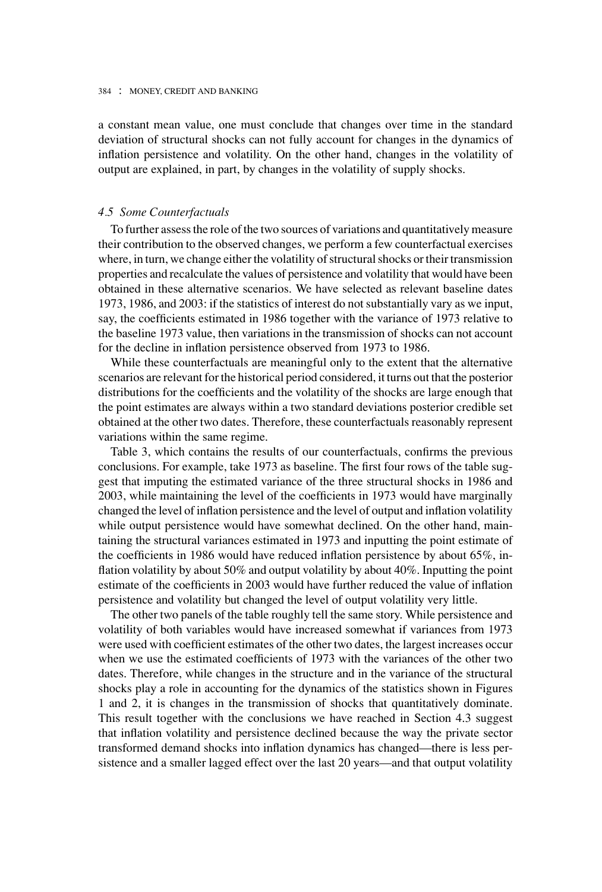a constant mean value, one must conclude that changes over time in the standard deviation of structural shocks can not fully account for changes in the dynamics of inflation persistence and volatility. On the other hand, changes in the volatility of output are explained, in part, by changes in the volatility of supply shocks.

### *4.5 Some Counterfactuals*

To further assess the role of the two sources of variations and quantitatively measure their contribution to the observed changes, we perform a few counterfactual exercises where, in turn, we change either the volatility of structural shocks or their transmission properties and recalculate the values of persistence and volatility that would have been obtained in these alternative scenarios. We have selected as relevant baseline dates 1973, 1986, and 2003: if the statistics of interest do not substantially vary as we input, say, the coefficients estimated in 1986 together with the variance of 1973 relative to the baseline 1973 value, then variations in the transmission of shocks can not account for the decline in inflation persistence observed from 1973 to 1986.

While these counterfactuals are meaningful only to the extent that the alternative scenarios are relevant for the historical period considered, it turns out that the posterior distributions for the coefficients and the volatility of the shocks are large enough that the point estimates are always within a two standard deviations posterior credible set obtained at the other two dates. Therefore, these counterfactuals reasonably represent variations within the same regime.

Table 3, which contains the results of our counterfactuals, confirms the previous conclusions. For example, take 1973 as baseline. The first four rows of the table suggest that imputing the estimated variance of the three structural shocks in 1986 and 2003, while maintaining the level of the coefficients in 1973 would have marginally changed the level of inflation persistence and the level of output and inflation volatility while output persistence would have somewhat declined. On the other hand, maintaining the structural variances estimated in 1973 and inputting the point estimate of the coefficients in 1986 would have reduced inflation persistence by about 65%, inflation volatility by about 50% and output volatility by about 40%. Inputting the point estimate of the coefficients in 2003 would have further reduced the value of inflation persistence and volatility but changed the level of output volatility very little.

The other two panels of the table roughly tell the same story. While persistence and volatility of both variables would have increased somewhat if variances from 1973 were used with coefficient estimates of the other two dates, the largest increases occur when we use the estimated coefficients of 1973 with the variances of the other two dates. Therefore, while changes in the structure and in the variance of the structural shocks play a role in accounting for the dynamics of the statistics shown in Figures 1 and 2, it is changes in the transmission of shocks that quantitatively dominate. This result together with the conclusions we have reached in Section 4.3 suggest that inflation volatility and persistence declined because the way the private sector transformed demand shocks into inflation dynamics has changed—there is less persistence and a smaller lagged effect over the last 20 years—and that output volatility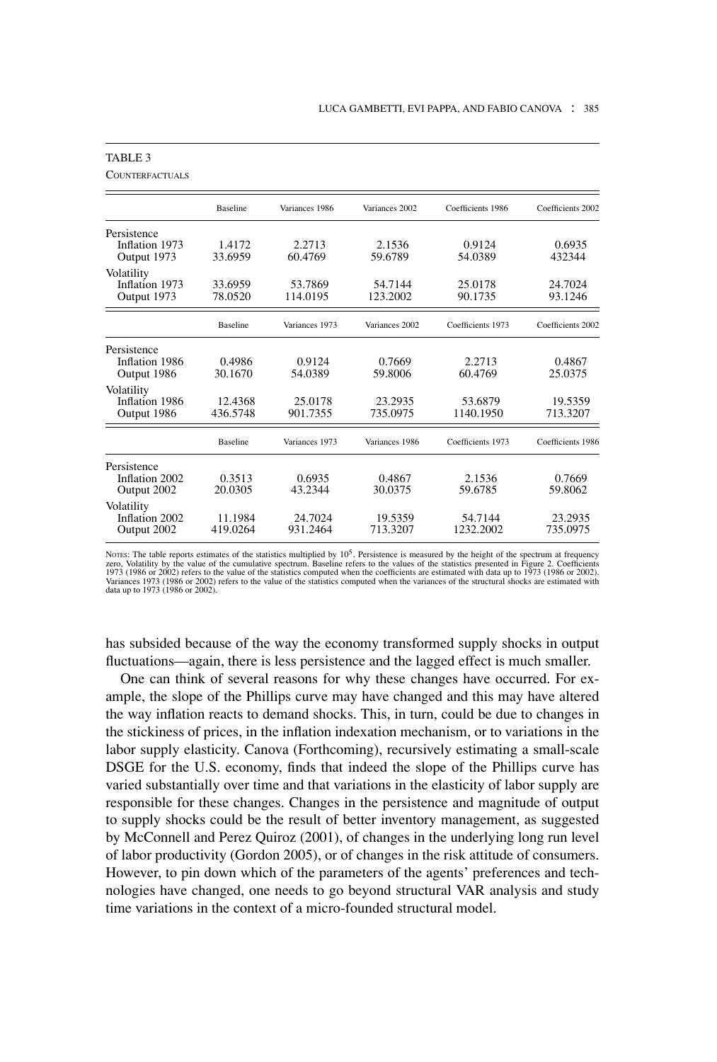TABLE 3

COUNTERFACTUALS

| | Baseline | Variances 1986 | Variances 2002 | Coefficients 1986 | Coefficients 2002 |
|---|---|---|---|---|---|
| Persistence | | | | | |
| Inflation 1973 | 1.4172 | 2.2713 | 2.1536 | 0.9124 | 0.6935 |
| Output 1973 | 33.6959 | 60.4769 | 59.6789 | 54.0389 | 432344 |
| Volatility | | | | | |
| Inflation 1973 | 33.6959 | 53.7869 | 54.7144 | 25.0178 | 24.7024 |
| Output 1973 | 78.0520 | 114.0195 | 123.2002 | 90.1735 | 93.1246 |
| | **Baseline** | **Variances 1973** | **Variances 2002** | **Coefficients 1973** | **Coefficients 2002** |
| Persistence | | | | | |
| Inflation 1986 | 0.4986 | 0.9124 | 0.7669 | 2.2713 | 0.4867 |
| Output 1986 | 30.1670 | 54.0389 | 59.8006 | 60.4769 | 25.0375 |
| Volatility | | | | | |
| Inflation 1986 | 12.4368 | 25.0178 | 23.2935 | 53.6879 | 19.5359 |
| Output 1986 | 436.5748 | 901.7355 | 735.0975 | 1140.1950 | 713.3207 |
| | **Baseline** | **Variances 1973** | **Variances 1986** | **Coefficients 1973** | **Coefficients 1986** |
| Persistence | | | | | |
| Inflation 2002 | 0.3513 | 0.6935 | 0.4867 | 2.1536 | 0.7669 |
| Output 2002 | 20.0305 | 43.2344 | 30.0375 | 59.6785 | 59.8062 |
| Volatility | | | | | |
| Inflation 2002 | 11.1984 | 24.7024 | 19.5359 | 54.7144 | 23.2935 |
| Output 2002 | 419.0264 | 931.2464 | 713.3207 | 1232.2002 | 735.0975 |

NOTES: The table reports estimates of the statistics multiplied by $10^5$. Persistence is measured by the height of the spectrum at frequency zero, Volatility by the value of the cumulative spectrum. Baseline refers to the values of the statistics presented in Figure 2. Coefficients 1973 (1986 or 2002) refers to the value of the statistics computed when the coefficients are estimated with data up to 1973 (1986 or 2002). Variances 1973 (1986 or 2002) refers to the value of the statistics computed when the variances of the structural shocks are estimated with data up to 1973 (1986 or 2002).

has subsided because of the way the economy transformed supply shocks in output fluctuations—again, there is less persistence and the lagged effect is much smaller.

One can think of several reasons for why these changes have occurred. For example, the slope of the Phillips curve may have changed and this may have altered the way inflation reacts to demand shocks. This, in turn, could be due to changes in the stickiness of prices, in the inflation indexation mechanism, or to variations in the labor supply elasticity. Canova (Forthcoming), recursively estimating a small-scale DSGE for the U.S. economy, finds that indeed the slope of the Phillips curve has varied substantially over time and that variations in the elasticity of labor supply are responsible for these changes. Changes in the persistence and magnitude of output to supply shocks could be the result of better inventory management, as suggested by McConnell and Perez Quiroz (2001), of changes in the underlying long run level of labor productivity (Gordon 2005), or of changes in the risk attitude of consumers. However, to pin down which of the parameters of the agents' preferences and technologies have changed, one needs to go beyond structural VAR analysis and study time variations in the context of a micro-founded structural model.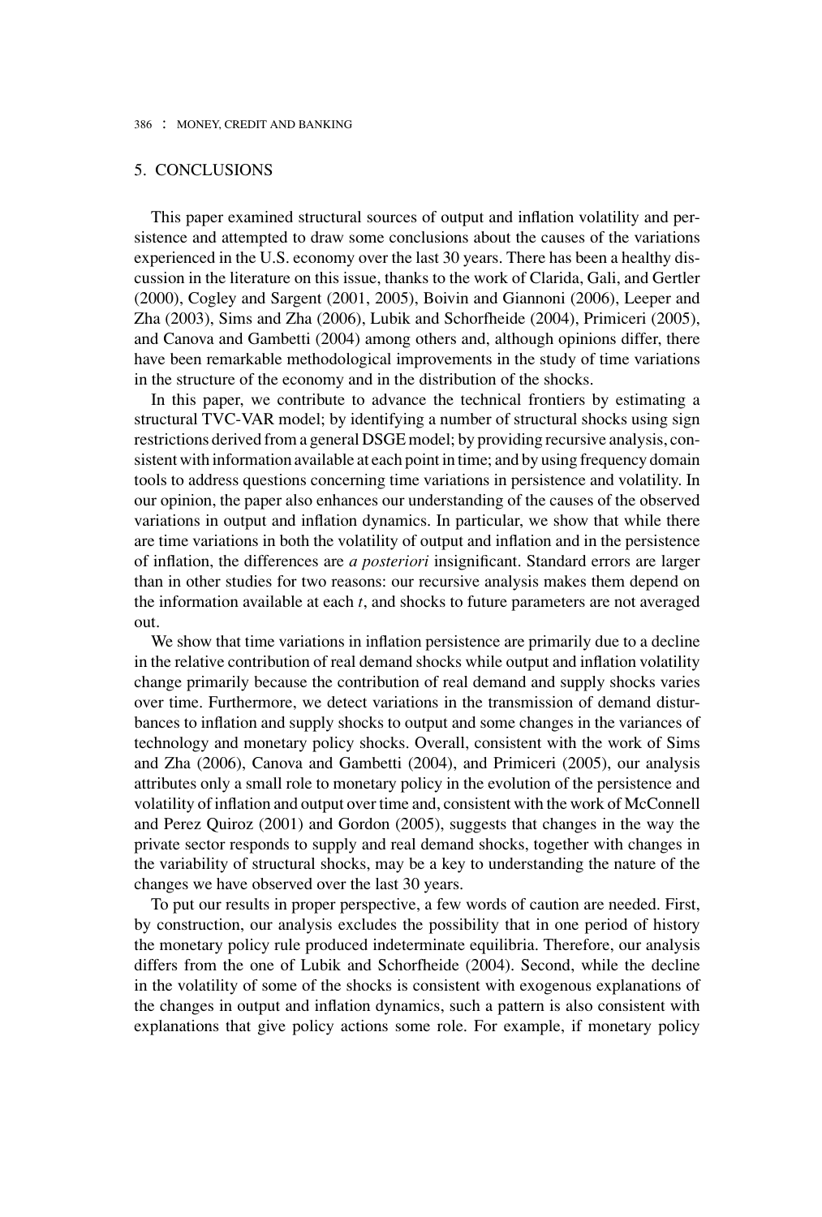## 5. CONCLUSIONS

This paper examined structural sources of output and inflation volatility and persistence and attempted to draw some conclusions about the causes of the variations experienced in the U.S. economy over the last 30 years. There has been a healthy discussion in the literature on this issue, thanks to the work of Clarida, Gali, and Gertler (2000), Cogley and Sargent (2001, 2005), Boivin and Giannoni (2006), Leeper and Zha (2003), Sims and Zha (2006), Lubik and Schorfheide (2004), Primiceri (2005), and Canova and Gambetti (2004) among others and, although opinions differ, there have been remarkable methodological improvements in the study of time variations in the structure of the economy and in the distribution of the shocks.

In this paper, we contribute to advance the technical frontiers by estimating a structural TVC-VAR model; by identifying a number of structural shocks using sign restrictions derived from a general DSGE model; by providing recursive analysis, consistent with information available at each point in time; and by using frequency domain tools to address questions concerning time variations in persistence and volatility. In our opinion, the paper also enhances our understanding of the causes of the observed variations in output and inflation dynamics. In particular, we show that while there are time variations in both the volatility of output and inflation and in the persistence of inflation, the differences are *a posteriori* insignificant. Standard errors are larger than in other studies for two reasons: our recursive analysis makes them depend on the information available at each $t$, and shocks to future parameters are not averaged out.

We show that time variations in inflation persistence are primarily due to a decline in the relative contribution of real demand shocks while output and inflation volatility change primarily because the contribution of real demand and supply shocks varies over time. Furthermore, we detect variations in the transmission of demand disturbances to inflation and supply shocks to output and some changes in the variances of technology and monetary policy shocks. Overall, consistent with the work of Sims and Zha (2006), Canova and Gambetti (2004), and Primiceri (2005), our analysis attributes only a small role to monetary policy in the evolution of the persistence and volatility of inflation and output over time and, consistent with the work of McConnell and Perez Quiroz (2001) and Gordon (2005), suggests that changes in the way the private sector responds to supply and real demand shocks, together with changes in the variability of structural shocks, may be a key to understanding the nature of the changes we have observed over the last 30 years.

To put our results in proper perspective, a few words of caution are needed. First, by construction, our analysis excludes the possibility that in one period of history the monetary policy rule produced indeterminate equilibria. Therefore, our analysis differs from the one of Lubik and Schorfheide (2004). Second, while the decline in the volatility of some of the shocks is consistent with exogenous explanations of the changes in output and inflation dynamics, such a pattern is also consistent with explanations that give policy actions some role. For example, if monetary policy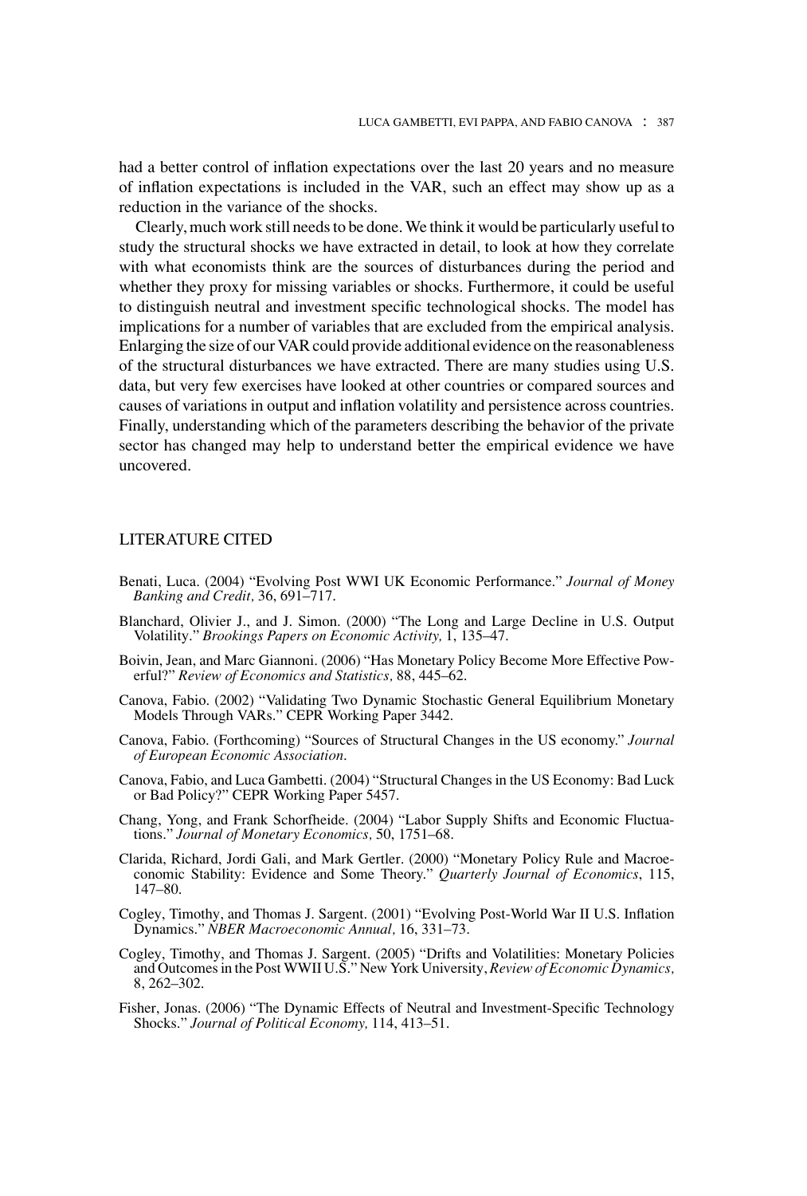had a better control of inflation expectations over the last 20 years and no measure of inflation expectations is included in the VAR, such an effect may show up as a reduction in the variance of the shocks.

Clearly, much work still needs to be done. We think it would be particularly useful to study the structural shocks we have extracted in detail, to look at how they correlate with what economists think are the sources of disturbances during the period and whether they proxy for missing variables or shocks. Furthermore, it could be useful to distinguish neutral and investment specific technological shocks. The model has implications for a number of variables that are excluded from the empirical analysis. Enlarging the size of our VAR could provide additional evidence on the reasonableness of the structural disturbances we have extracted. There are many studies using U.S. data, but very few exercises have looked at other countries or compared sources and causes of variations in output and inflation volatility and persistence across countries. Finally, understanding which of the parameters describing the behavior of the private sector has changed may help to understand better the empirical evidence we have uncovered.

## LITERATURE CITED

Benati, Luca. (2004) "Evolving Post WWI UK Economic Performance." *Journal of Money Banking and Credit,* 36, 691–717.

Blanchard, Olivier J., and J. Simon. (2000) "The Long and Large Decline in U.S. Output Volatility." *Brookings Papers on Economic Activity,* 1, 135–47.

Boivin, Jean, and Marc Giannoni. (2006) "Has Monetary Policy Become More Effective Powerful?" *Review of Economics and Statistics,* 88, 445–62.

Canova, Fabio. (2002) "Validating Two Dynamic Stochastic General Equilibrium Monetary Models Through VARs." CEPR Working Paper 3442.

Canova, Fabio. (Forthcoming) "Sources of Structural Changes in the US economy." *Journal of European Economic Association*.

Canova, Fabio, and Luca Gambetti. (2004) "Structural Changes in the US Economy: Bad Luck or Bad Policy?" CEPR Working Paper 5457.

Chang, Yong, and Frank Schorfheide. (2004) "Labor Supply Shifts and Economic Fluctuations." *Journal of Monetary Economics,* 50, 1751–68.

Clarida, Richard, Jordi Gali, and Mark Gertler. (2000) "Monetary Policy Rule and Macroeconomic Stability: Evidence and Some Theory." *Quarterly Journal of Economics*, 115, 147–80.

Cogley, Timothy, and Thomas J. Sargent. (2001) "Evolving Post-World War II U.S. Inflation Dynamics." *NBER Macroeconomic Annual,* 16, 331–73.

Cogley, Timothy, and Thomas J. Sargent. (2005) "Drifts and Volatilities: Monetary Policies and Outcomes in the Post WWII U.S." New York University, *Review of Economic Dynamics,* 8, 262–302.

Fisher, Jonas. (2006) "The Dynamic Effects of Neutral and Investment-Specific Technology Shocks." *Journal of Political Economy,* 114, 413–51.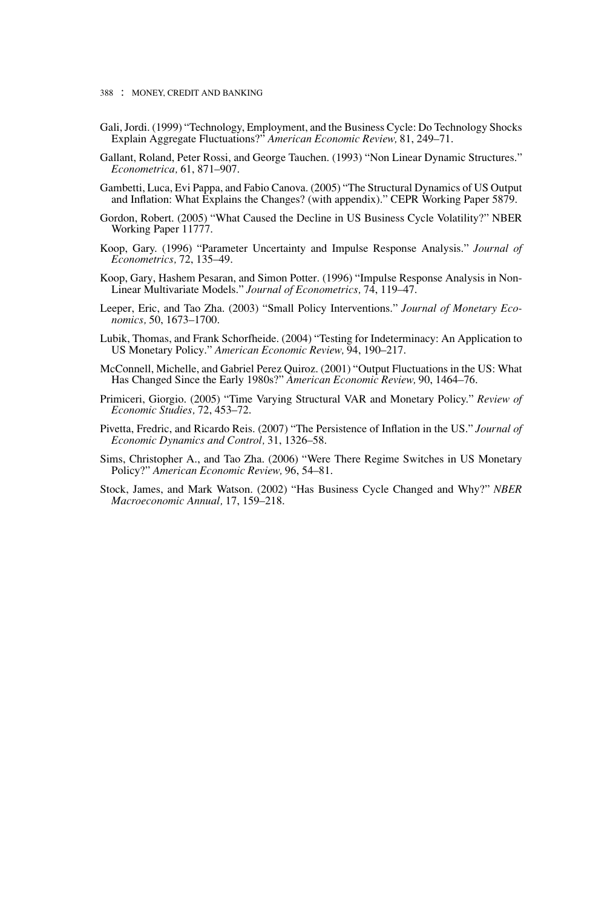Gali, Jordi. (1999) "Technology, Employment, and the Business Cycle: Do Technology Shocks Explain Aggregate Fluctuations?" *American Economic Review,* 81, 249–71.

Gallant, Roland, Peter Rossi, and George Tauchen. (1993) "Non Linear Dynamic Structures." *Econometrica,* 61, 871–907.

Gambetti, Luca, Evi Pappa, and Fabio Canova. (2005) "The Structural Dynamics of US Output and Inflation: What Explains the Changes? (with appendix)." CEPR Working Paper 5879.

Gordon, Robert. (2005) "What Caused the Decline in US Business Cycle Volatility?" NBER Working Paper 11777.

Koop, Gary. (1996) "Parameter Uncertainty and Impulse Response Analysis." *Journal of Econometrics,* 72, 135–49.

Koop, Gary, Hashem Pesaran, and Simon Potter. (1996) "Impulse Response Analysis in Non-Linear Multivariate Models." *Journal of Econometrics,* 74, 119–47.

Leeper, Eric, and Tao Zha. (2003) "Small Policy Interventions." *Journal of Monetary Economics,* 50, 1673–1700.

Lubik, Thomas, and Frank Schorfheide. (2004) "Testing for Indeterminacy: An Application to US Monetary Policy." *American Economic Review,* 94, 190–217.

McConnell, Michelle, and Gabriel Perez Quiroz. (2001) "Output Fluctuations in the US: What Has Changed Since the Early 1980s?" *American Economic Review,* 90, 1464–76.

Primiceri, Giorgio. (2005) "Time Varying Structural VAR and Monetary Policy." *Review of Economic Studies,* 72, 453–72.

Pivetta, Fredric, and Ricardo Reis. (2007) "The Persistence of Inflation in the US." *Journal of Economic Dynamics and Control,* 31, 1326–58.

Sims, Christopher A., and Tao Zha. (2006) "Were There Regime Switches in US Monetary Policy?" *American Economic Review,* 96, 54–81.

Stock, James, and Mark Watson. (2002) "Has Business Cycle Changed and Why?" *NBER Macroeconomic Annual,* 17, 159–218.